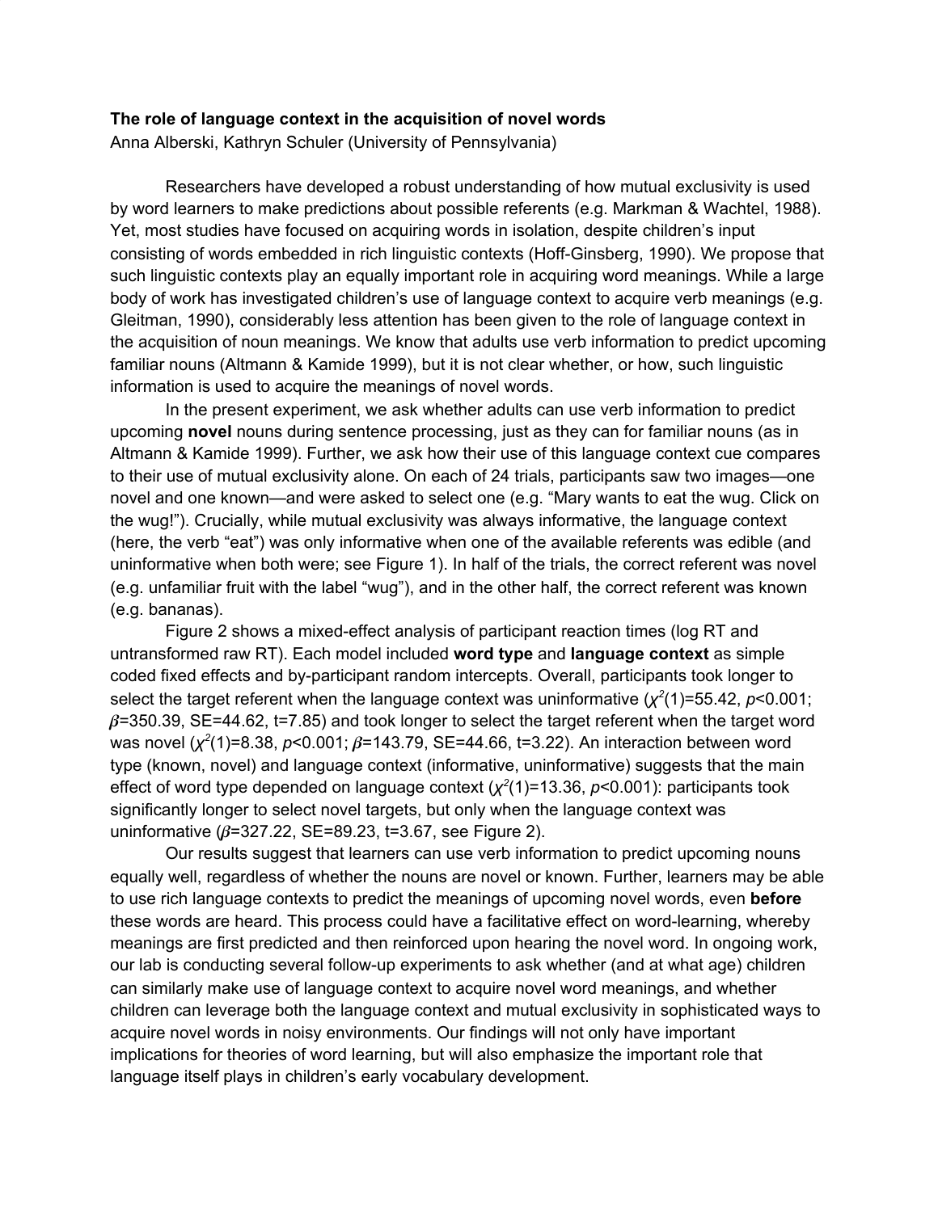**The role of language context in the acquisition of novel words**

Anna Alberski, Kathryn Schuler (University of Pennsylvania)

Researchers have developed a robust understanding of how mutual exclusivity is used by word learners to make predictions about possible referents (e.g. Markman & Wachtel, 1988). Yet, most studies have focused on acquiring words in isolation, despite children's input consisting of words embedded in rich linguistic contexts (Hoff-Ginsberg, 1990). We propose that such linguistic contexts play an equally important role in acquiring word meanings. While a large body of work has investigated children's use of language context to acquire verb meanings (e.g. Gleitman, 1990), considerably less attention has been given to the role of language context in the acquisition of noun meanings. We know that adults use verb information to predict upcoming familiar nouns (Altmann & Kamide 1999), but it is not clear whether, or how, such linguistic information is used to acquire the meanings of novel words.

In the present experiment, we ask whether adults can use verb information to predict upcoming **novel** nouns during sentence processing, just as they can for familiar nouns (as in Altmann & Kamide 1999). Further, we ask how their use of this language context cue compares to their use of mutual exclusivity alone. On each of 24 trials, participants saw two images—one novel and one known—and were asked to select one (e.g. "Mary wants to eat the wug. Click on the wug!"). Crucially, while mutual exclusivity was always informative, the language context (here, the verb "eat") was only informative when one of the available referents was edible (and uninformative when both were; see Figure 1). In half of the trials, the correct referent was novel (e.g. unfamiliar fruit with the label "wug"), and in the other half, the correct referent was known (e.g. bananas).

Figure 2 shows a mixed-effect analysis of participant reaction times (log RT and untransformed raw RT). Each model included **word type** and **language context** as simple coded fixed effects and by-participant random intercepts. Overall, participants took longer to select the target referent when the language context was uninformative ($\chi^2(1)=55.42$, $p<0.001$; $\beta=350.39$, SE=44.62, t=7.85) and took longer to select the target referent when the target word was novel ($\chi^2(1)=8.38$, $p<0.001$; $\beta=143.79$, SE=44.66, t=3.22). An interaction between word type (known, novel) and language context (informative, uninformative) suggests that the main effect of word type depended on language context ($\chi^2(1)=13.36$, $p<0.001$): participants took significantly longer to select novel targets, but only when the language context was uninformative ($\beta=327.22$, SE=89.23, t=3.67, see Figure 2).

Our results suggest that learners can use verb information to predict upcoming nouns equally well, regardless of whether the nouns are novel or known. Further, learners may be able to use rich language contexts to predict the meanings of upcoming novel words, even **before** these words are heard. This process could have a facilitative effect on word-learning, whereby meanings are first predicted and then reinforced upon hearing the novel word. In ongoing work, our lab is conducting several follow-up experiments to ask whether (and at what age) children can similarly make use of language context to acquire novel word meanings, and whether children can leverage both the language context and mutual exclusivity in sophisticated ways to acquire novel words in noisy environments. Our findings will not only have important implications for theories of word learning, but will also emphasize the important role that language itself plays in children's early vocabulary development.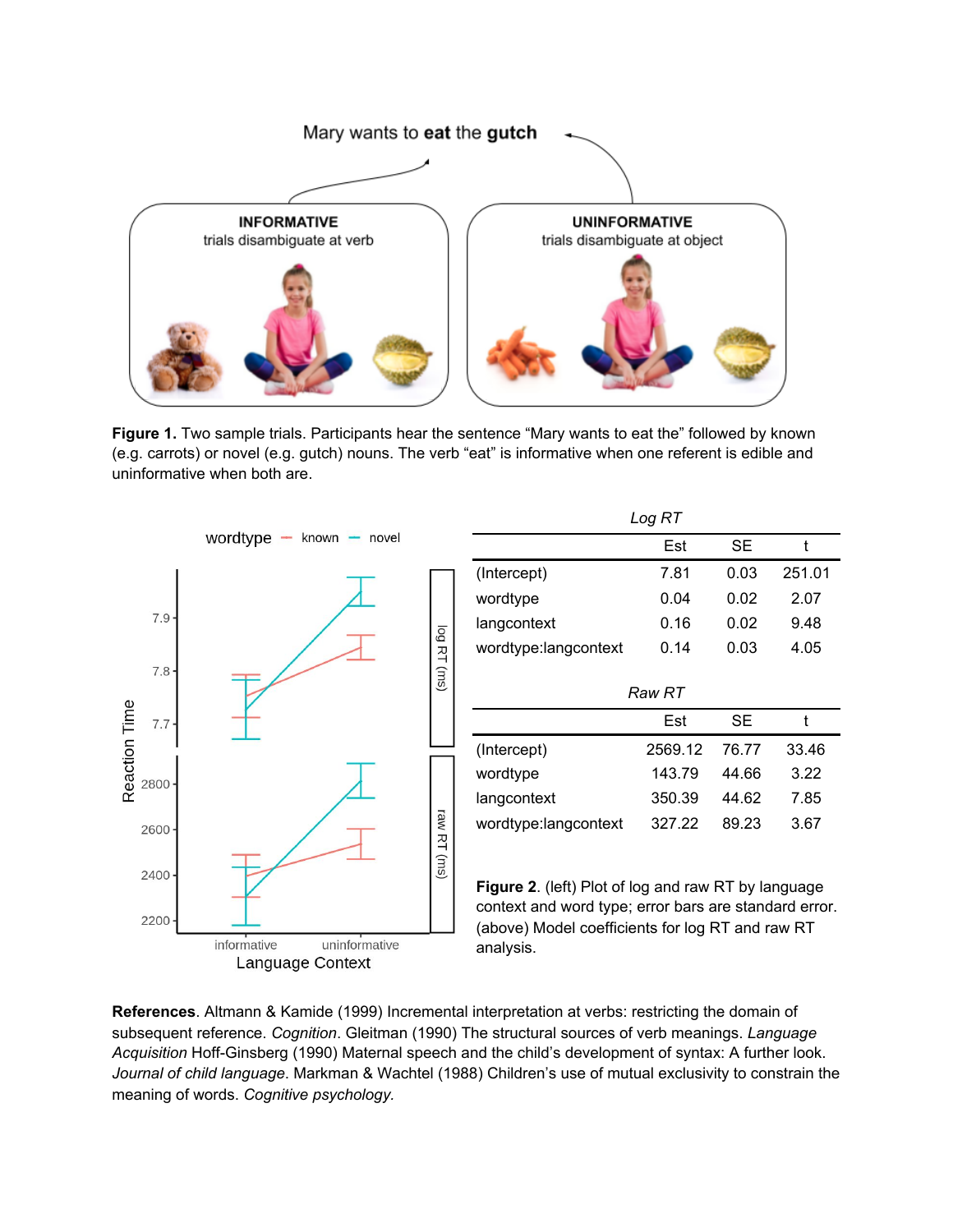Mary wants to **eat** the **gutch**

**INFORMATIVE**
trials disambiguate at verb

**UNINFORMATIVE**
trials disambiguate at object

**Figure 1.** Two sample trials. Participants hear the sentence "Mary wants to eat the" followed by known (e.g. carrots) or novel (e.g. gutch) nouns. The verb "eat" is informative when one referent is edible and uninformative when both are.

wordtype — known — novel

Reaction Time

7.9
7.8
7.7

log RT (ms)

2800
2600
2400
2200

raw RT (ms)

informative uninformative

Language Context

*Log RT*

| | Est | SE | t |
|---|---|---|---|
| (Intercept) | 7.81 | 0.03 | 251.01 |
| wordtype | 0.04 | 0.02 | 2.07 |
| langcontext | 0.16 | 0.02 | 9.48 |
| wordtype:langcontext | 0.14 | 0.03 | 4.05 |

*Raw RT*

| | Est | SE | t |
|---|---|---|---|
| (Intercept) | 2569.12 | 76.77 | 33.46 |
| wordtype | 143.79 | 44.66 | 3.22 |
| langcontext | 350.39 | 44.62 | 7.85 |
| wordtype:langcontext | 327.22 | 89.23 | 3.67 |

**Figure 2**. (left) Plot of log and raw RT by language context and word type; error bars are standard error. (above) Model coefficients for log RT and raw RT analysis.

**References**. Altmann & Kamide (1999) Incremental interpretation at verbs: restricting the domain of subsequent reference. *Cognition*. Gleitman (1990) The structural sources of verb meanings. *Language Acquisition* Hoff-Ginsberg (1990) Maternal speech and the child's development of syntax: A further look. *Journal of child language*. Markman & Wachtel (1988) Children's use of mutual exclusivity to constrain the meaning of words. *Cognitive psychology.*